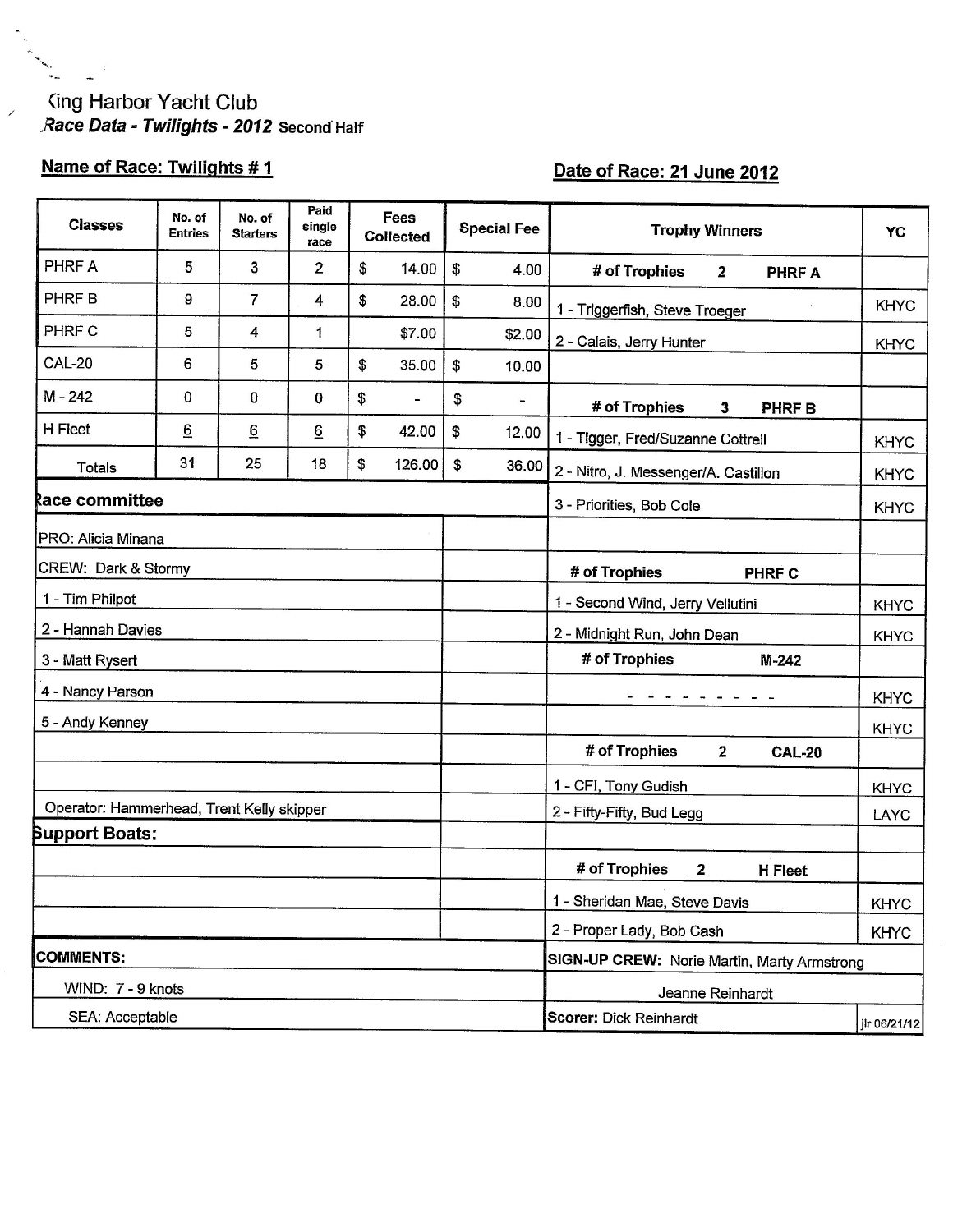King Harbor Yacht Club
*Race Data - Twilights - 2012* **Second Half**

**Name of Race: Twilights # 1**

**Date of Race: 21 June 2012**

| Classes | No. of Entries | No. of Starters | Paid single race | Fees Collected | Special Fee |
|---|---|---|---|---|---|
| PHRF A | 5 | 3 | 2 | $ 14.00 | $ 4.00 |
| PHRF B | 9 | 7 | 4 | $ 28.00 | $ 8.00 |
| PHRF C | 5 | 4 | 1 | $7.00 | $2.00 |
| CAL-20 | 6 | 5 | 5 | $ 35.00 | $ 10.00 |
| M - 242 | 0 | 0 | 0 | $ - | $ - |
| H Fleet | 6 | 6 | 6 | $ 42.00 | $ 12.00 |
| Totals | 31 | 25 | 18 | $ 126.00 | $ 36.00 |

**Race committee**

| | |
|---|---|
| PRO: Alicia Minana | |
| CREW: Dark & Stormy | |
| 1 - Tim Philpot | |
| 2 - Hannah Davies | |
| 3 - Matt Rysert | |
| 4 - Nancy Parson | |
| 5 - Andy Kenney | |
| | |
| | |
| Operator: Hammerhead, Trent Kelly skipper | |

**Support Boats:**

| | |
|---|---|
| | |
| | |
| | |

| Trophy Winners | YC |
|---|---|
| **# of Trophies 2 PHRF A** | |
| 1 - Triggerfish, Steve Troeger | KHYC |
| 2 - Calais, Jerry Hunter | KHYC |
| | |
| **# of Trophies 3 PHRF B** | |
| 1 - Tigger, Fred/Suzanne Cottrell | KHYC |
| 2 - Nitro, J. Messenger/A. Castillon | KHYC |
| 3 - Priorities, Bob Cole | KHYC |
| | |
| **# of Trophies PHRF C** | |
| 1 - Second Wind, Jerry Vellutini | KHYC |
| 2 - Midnight Run, John Dean | KHYC |
| **# of Trophies M-242** | |
| - - - - - - - - - - | KHYC |
| | KHYC |
| **# of Trophies 2 CAL-20** | |
| 1 - CFI, Tony Gudish | KHYC |
| 2 - Fifty-Fifty, Bud Legg | LAYC |
| | |
| **# of Trophies 2 H Fleet** | |
| 1 - Sheridan Mae, Steve Davis | KHYC |
| 2 - Proper Lady, Bob Cash | KHYC |

**COMMENTS:**

WIND: 7 - 9 knots

SEA: Acceptable

**SIGN-UP CREW:** Norie Martin, Marty Armstrong

Jeanne Reinhardt

**Scorer:** Dick Reinhardt

jlr 06/21/12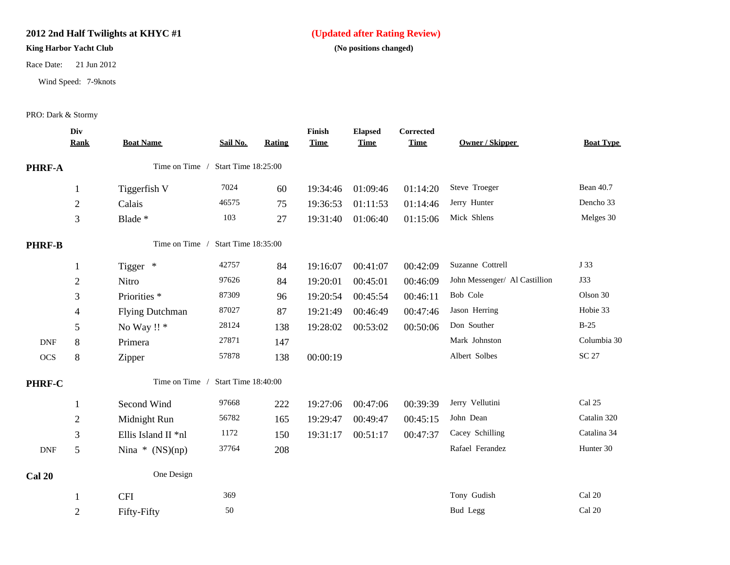**2012 2nd Half Twilights at KHYC #1**

**King Harbor Yacht Club**

Race Date: 21 Jun 2012

Wind Speed: 7-9knots

**(Updated after Rating Review)**

**(No positions changed)**

PRO: Dark & Stormy

| | Div Rank | Boat Name | Sail No. | Rating | Finish Time | Elapsed Time | Corrected Time | Owner / Skipper | Boat Type |
|---|---|---|---|---|---|---|---|---|---|
| **PHRF-A** | | Time on Time / Start Time 18:25:00 | | | | | | | |
| | 1 | Tiggerfish V | 7024 | 60 | 19:34:46 | 01:09:46 | 01:14:20 | Steve Troeger | Bean 40.7 |
| | 2 | Calais | 46575 | 75 | 19:36:53 | 01:11:53 | 01:14:46 | Jerry Hunter | Dencho 33 |
| | 3 | Blade * | 103 | 27 | 19:31:40 | 01:06:40 | 01:15:06 | Mick Shlens | Melges 30 |
| **PHRF-B** | | Time on Time / Start Time 18:35:00 | | | | | | | |
| | 1 | Tigger * | 42757 | 84 | 19:16:07 | 00:41:07 | 00:42:09 | Suzanne Cottrell | J 33 |
| | 2 | Nitro | 97626 | 84 | 19:20:01 | 00:45:01 | 00:46:09 | John Messenger/ Al Castillion | J33 |
| | 3 | Priorities * | 87309 | 96 | 19:20:54 | 00:45:54 | 00:46:11 | Bob Cole | Olson 30 |
| | 4 | Flying Dutchman | 87027 | 87 | 19:21:49 | 00:46:49 | 00:47:46 | Jason Herring | Hobie 33 |
| | 5 | No Way !! * | 28124 | 138 | 19:28:02 | 00:53:02 | 00:50:06 | Don Souther | B-25 |
| DNF | 8 | Primera | 27871 | 147 | | | | Mark Johnston | Columbia 30 |
| OCS | 8 | Zipper | 57878 | 138 | 00:00:19 | | | Albert Solbes | SC 27 |
| **PHRF-C** | | Time on Time / Start Time 18:40:00 | | | | | | | |
| | 1 | Second Wind | 97668 | 222 | 19:27:06 | 00:47:06 | 00:39:39 | Jerry Vellutini | Cal 25 |
| | 2 | Midnight Run | 56782 | 165 | 19:29:47 | 00:49:47 | 00:45:15 | John Dean | Catalin 320 |
| | 3 | Ellis Island II *nl | 1172 | 150 | 19:31:17 | 00:51:17 | 00:47:37 | Cacey Schilling | Catalina 34 |
| DNF | 5 | Nina * (NS)(np) | 37764 | 208 | | | | Rafael Ferandez | Hunter 30 |
| **Cal 20** | | One Design | | | | | | | |
| | 1 | CFI | 369 | | | | | Tony Gudish | Cal 20 |
| | 2 | Fifty-Fifty | 50 | | | | | Bud Legg | Cal 20 |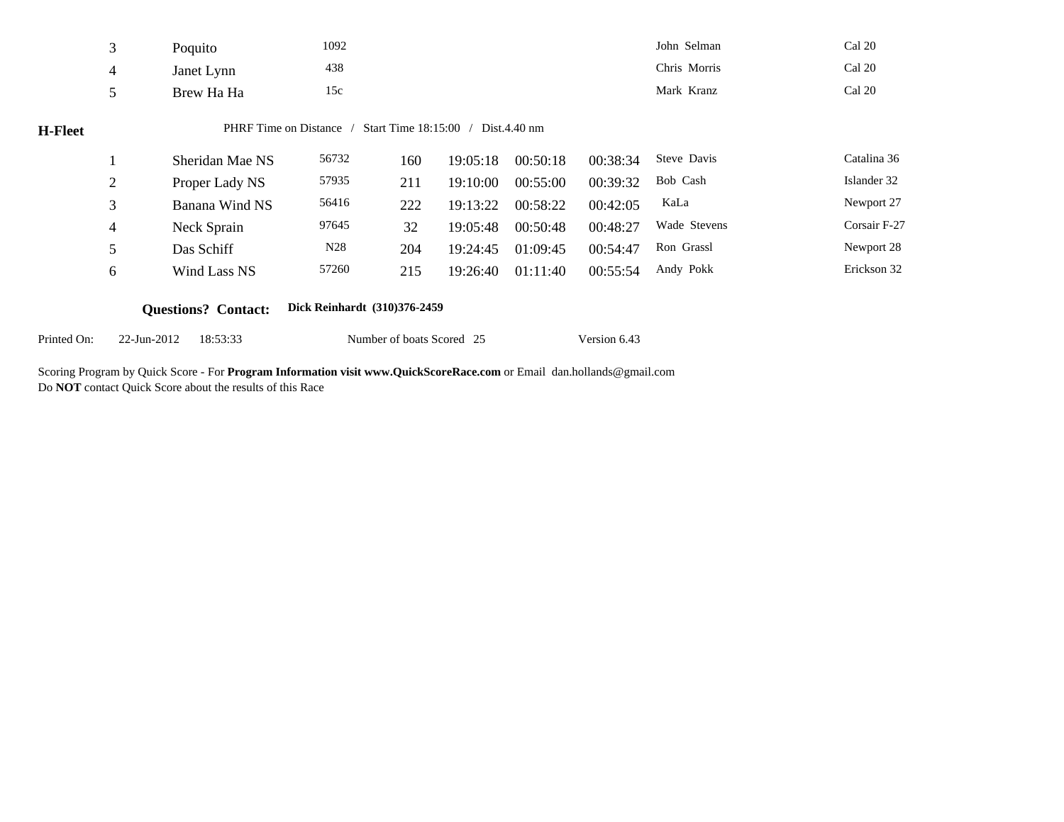| | | | | | | | | |
|---|---|---|---|---|---|---|---|---|
| 3 | Poquito | 1092 | | | | | John Selman | Cal 20 |
| 4 | Janet Lynn | 438 | | | | | Chris Morris | Cal 20 |
| 5 | Brew Ha Ha | 15c | | | | | Mark Kranz | Cal 20 |

**H-Fleet** PHRF Time on Distance / Start Time 18:15:00 / Dist.4.40 nm

| | | | | | | | | |
|---|---|---|---|---|---|---|---|---|
| 1 | Sheridan Mae NS | 56732 | 160 | 19:05:18 | 00:50:18 | 00:38:34 | Steve Davis | Catalina 36 |
| 2 | Proper Lady NS | 57935 | 211 | 19:10:00 | 00:55:00 | 00:39:32 | Bob Cash | Islander 32 |
| 3 | Banana Wind NS | 56416 | 222 | 19:13:22 | 00:58:22 | 00:42:05 | KaLa | Newport 27 |
| 4 | Neck Sprain | 97645 | 32 | 19:05:48 | 00:50:48 | 00:48:27 | Wade Stevens | Corsair F-27 |
| 5 | Das Schiff | N28 | 204 | 19:24:45 | 01:09:45 | 00:54:47 | Ron Grassl | Newport 28 |
| 6 | Wind Lass NS | 57260 | 215 | 19:26:40 | 01:11:40 | 00:55:54 | Andy Pokk | Erickson 32 |

**Questions? Contact:** **Dick Reinhardt (310)376-2459**

Printed On: 22-Jun-2012 18:53:33 Number of boats Scored 25 Version 6.43

Scoring Program by Quick Score - For **Program Information visit www.QuickScoreRace.com** or Email dan.hollands@gmail.com
Do **NOT** contact Quick Score about the results of this Race